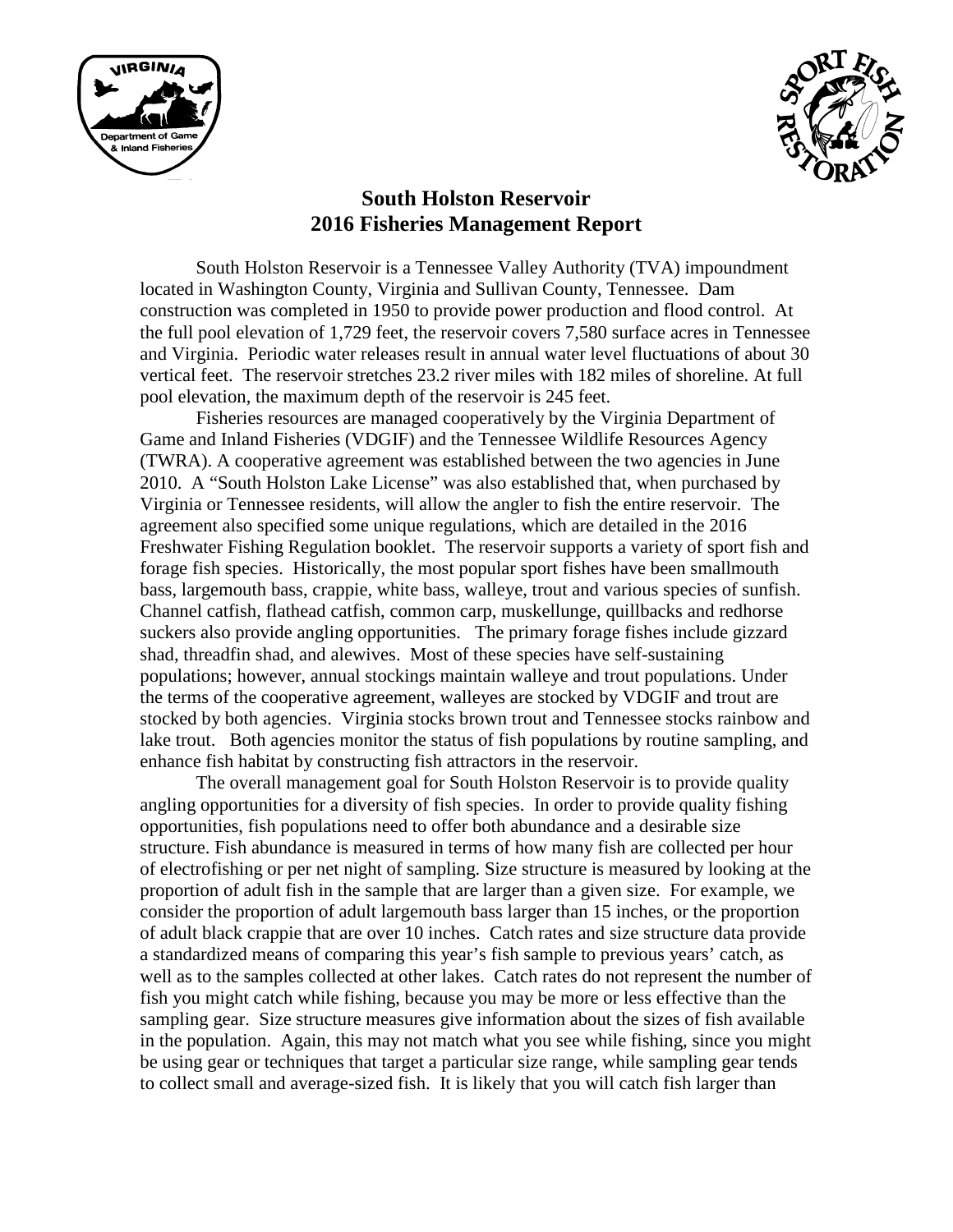# South Holston Reservoir
# 2016 Fisheries Management Report

South Holston Reservoir is a Tennessee Valley Authority (TVA) impoundment located in Washington County, Virginia and Sullivan County, Tennessee. Dam construction was completed in 1950 to provide power production and flood control. At the full pool elevation of 1,729 feet, the reservoir covers 7,580 surface acres in Tennessee and Virginia. Periodic water releases result in annual water level fluctuations of about 30 vertical feet. The reservoir stretches 23.2 river miles with 182 miles of shoreline. At full pool elevation, the maximum depth of the reservoir is 245 feet.

Fisheries resources are managed cooperatively by the Virginia Department of Game and Inland Fisheries (VDGIF) and the Tennessee Wildlife Resources Agency (TWRA). A cooperative agreement was established between the two agencies in June 2010. A "South Holston Lake License" was also established that, when purchased by Virginia or Tennessee residents, will allow the angler to fish the entire reservoir. The agreement also specified some unique regulations, which are detailed in the 2016 Freshwater Fishing Regulation booklet. The reservoir supports a variety of sport fish and forage fish species. Historically, the most popular sport fishes have been smallmouth bass, largemouth bass, crappie, white bass, walleye, trout and various species of sunfish. Channel catfish, flathead catfish, common carp, muskellunge, quillbacks and redhorse suckers also provide angling opportunities. The primary forage fishes include gizzard shad, threadfin shad, and alewives. Most of these species have self-sustaining populations; however, annual stockings maintain walleye and trout populations. Under the terms of the cooperative agreement, walleyes are stocked by VDGIF and trout are stocked by both agencies. Virginia stocks brown trout and Tennessee stocks rainbow and lake trout. Both agencies monitor the status of fish populations by routine sampling, and enhance fish habitat by constructing fish attractors in the reservoir.

The overall management goal for South Holston Reservoir is to provide quality angling opportunities for a diversity of fish species. In order to provide quality fishing opportunities, fish populations need to offer both abundance and a desirable size structure. Fish abundance is measured in terms of how many fish are collected per hour of electrofishing or per net night of sampling. Size structure is measured by looking at the proportion of adult fish in the sample that are larger than a given size. For example, we consider the proportion of adult largemouth bass larger than 15 inches, or the proportion of adult black crappie that are over 10 inches. Catch rates and size structure data provide a standardized means of comparing this year's fish sample to previous years' catch, as well as to the samples collected at other lakes. Catch rates do not represent the number of fish you might catch while fishing, because you may be more or less effective than the sampling gear. Size structure measures give information about the sizes of fish available in the population. Again, this may not match what you see while fishing, since you might be using gear or techniques that target a particular size range, while sampling gear tends to collect small and average-sized fish. It is likely that you will catch fish larger than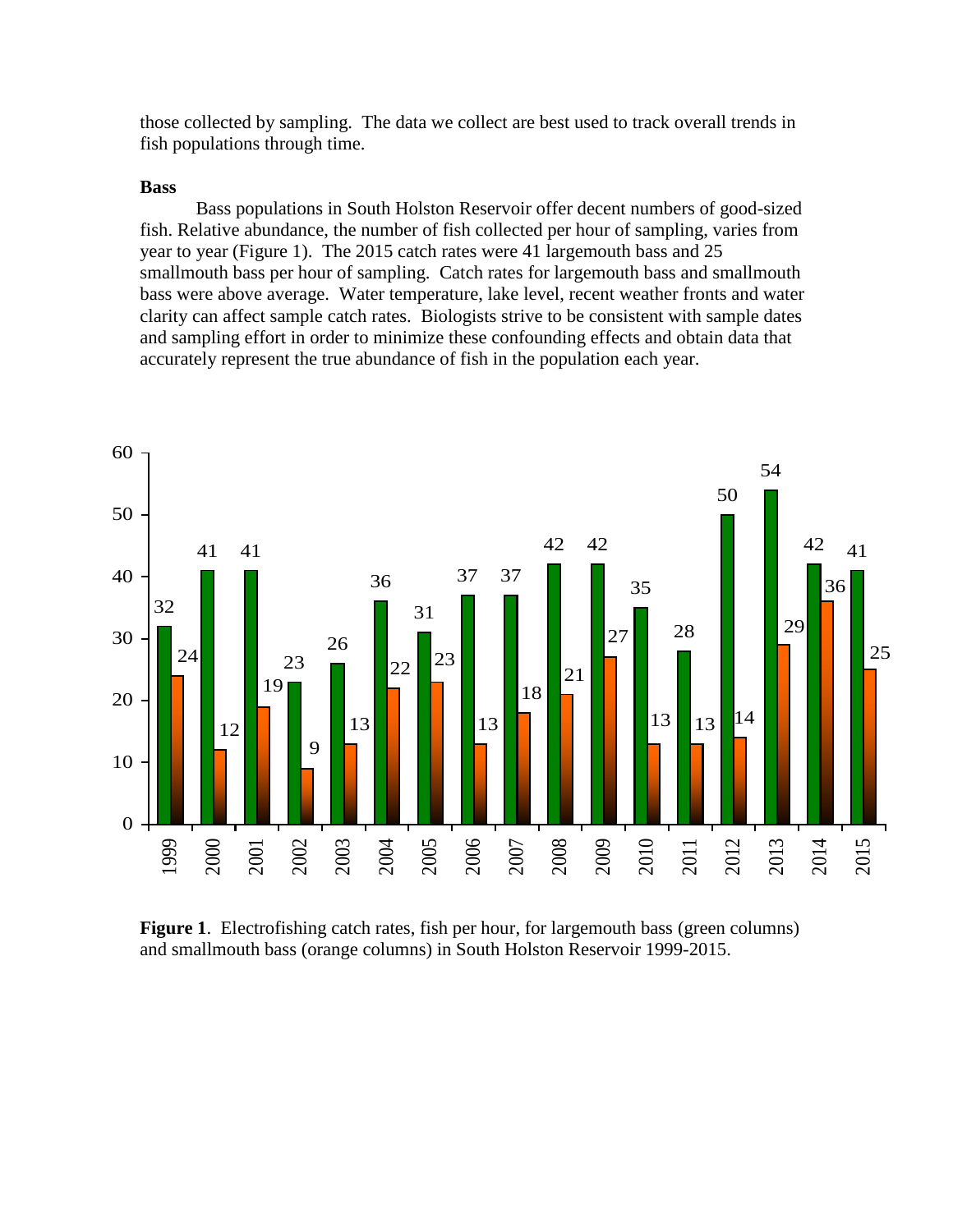those collected by sampling. The data we collect are best used to track overall trends in fish populations through time.

**Bass**

Bass populations in South Holston Reservoir offer decent numbers of good-sized fish. Relative abundance, the number of fish collected per hour of sampling, varies from year to year (Figure 1). The 2015 catch rates were 41 largemouth bass and 25 smallmouth bass per hour of sampling. Catch rates for largemouth bass and smallmouth bass were above average. Water temperature, lake level, recent weather fronts and water clarity can affect sample catch rates. Biologists strive to be consistent with sample dates and sampling effort in order to minimize these confounding effects and obtain data that accurately represent the true abundance of fish in the population each year.

**Figure 1**. Electrofishing catch rates, fish per hour, for largemouth bass (green columns) and smallmouth bass (orange columns) in South Holston Reservoir 1999-2015.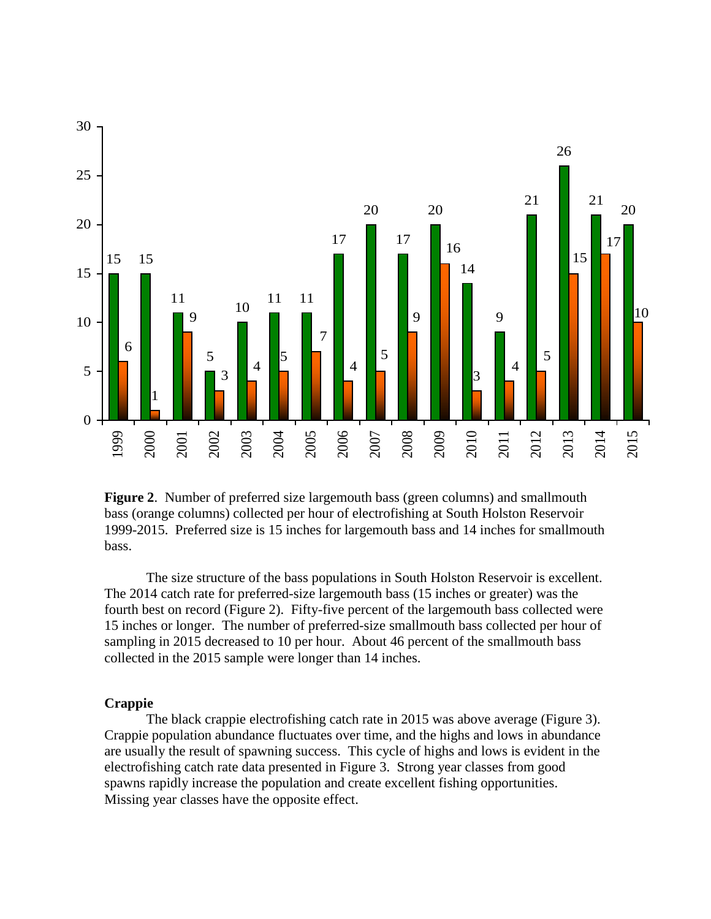**Figure 2**. Number of preferred size largemouth bass (green columns) and smallmouth bass (orange columns) collected per hour of electrofishing at South Holston Reservoir 1999-2015. Preferred size is 15 inches for largemouth bass and 14 inches for smallmouth bass.

The size structure of the bass populations in South Holston Reservoir is excellent. The 2014 catch rate for preferred-size largemouth bass (15 inches or greater) was the fourth best on record (Figure 2). Fifty-five percent of the largemouth bass collected were 15 inches or longer. The number of preferred-size smallmouth bass collected per hour of sampling in 2015 decreased to 10 per hour. About 46 percent of the smallmouth bass collected in the 2015 sample were longer than 14 inches.

**Crappie**

The black crappie electrofishing catch rate in 2015 was above average (Figure 3). Crappie population abundance fluctuates over time, and the highs and lows in abundance are usually the result of spawning success. This cycle of highs and lows is evident in the electrofishing catch rate data presented in Figure 3. Strong year classes from good spawns rapidly increase the population and create excellent fishing opportunities. Missing year classes have the opposite effect.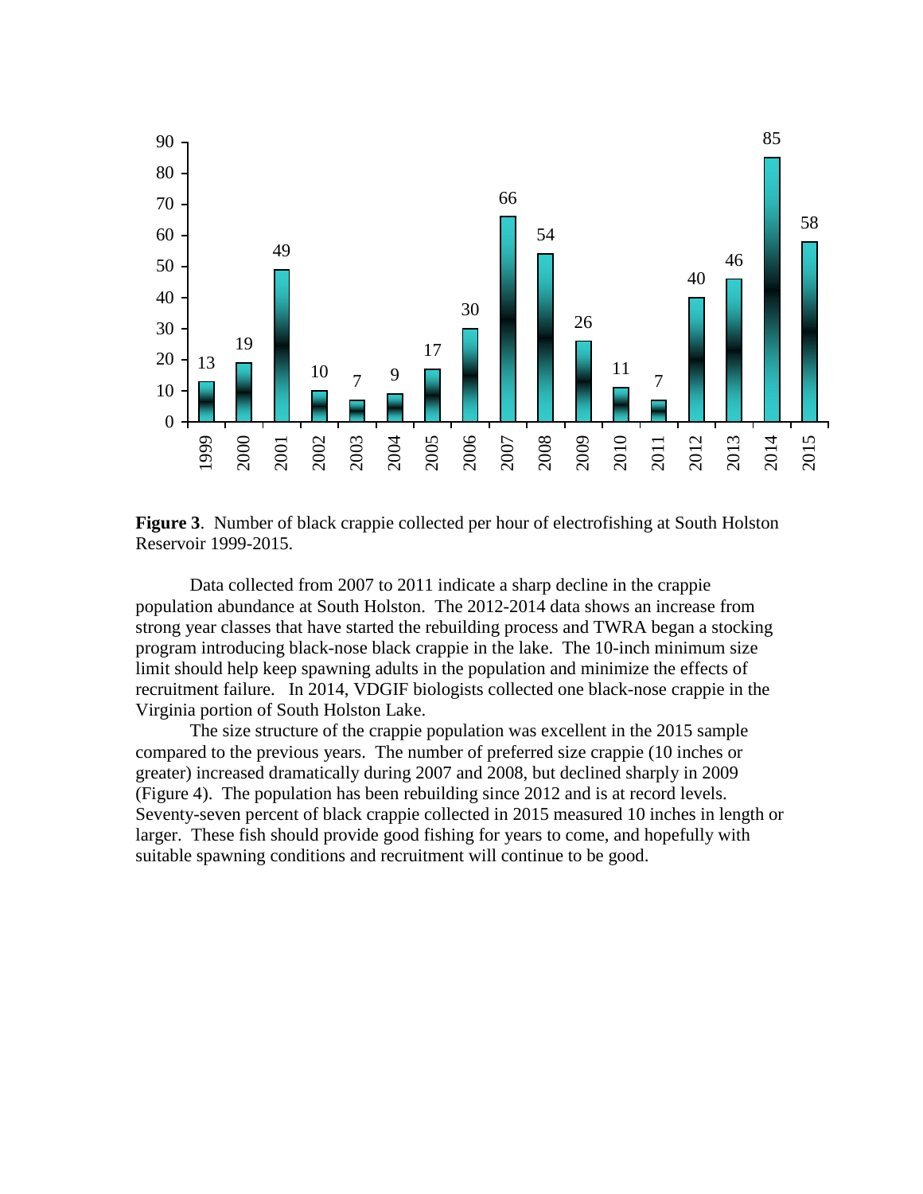| Year | Black crappie per hour |
|---|---|
| 1999 | 13 |
| 2000 | 19 |
| 2001 | 49 |
| 2002 | 10 |
| 2003 | 7 |
| 2004 | 9 |
| 2005 | 17 |
| 2006 | 30 |
| 2007 | 66 |
| 2008 | 54 |
| 2009 | 26 |
| 2010 | 11 |
| 2011 | 7 |
| 2012 | 40 |
| 2013 | 46 |
| 2014 | 85 |
| 2015 | 58 |

**Figure 3**. Number of black crappie collected per hour of electrofishing at South Holston Reservoir 1999-2015.

Data collected from 2007 to 2011 indicate a sharp decline in the crappie population abundance at South Holston. The 2012-2014 data shows an increase from strong year classes that have started the rebuilding process and TWRA began a stocking program introducing black-nose black crappie in the lake. The 10-inch minimum size limit should help keep spawning adults in the population and minimize the effects of recruitment failure. In 2014, VDGIF biologists collected one black-nose crappie in the Virginia portion of South Holston Lake.

The size structure of the crappie population was excellent in the 2015 sample compared to the previous years. The number of preferred size crappie (10 inches or greater) increased dramatically during 2007 and 2008, but declined sharply in 2009 (Figure 4). The population has been rebuilding since 2012 and is at record levels. Seventy-seven percent of black crappie collected in 2015 measured 10 inches in length or larger. These fish should provide good fishing for years to come, and hopefully with suitable spawning conditions and recruitment will continue to be good.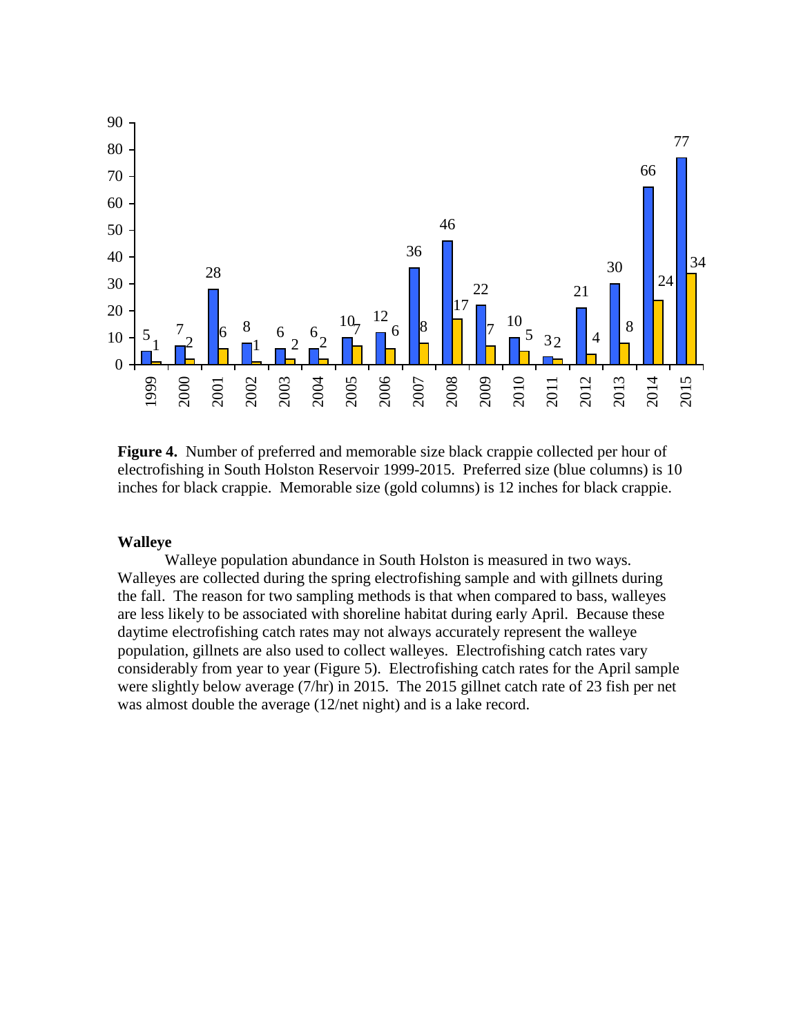| Year | Preferred (10 in) | Memorable (12 in) |
| --- | --- | --- |
| 1999 | 5 | 1 |
| 2000 | 7 | 2 |
| 2001 | 28 | 6 |
| 2002 | 8 | 1 |
| 2003 | 6 | 2 |
| 2004 | 6 | 2 |
| 2005 | 10 | 7 |
| 2006 | 12 | 6 |
| 2007 | 36 | 8 |
| 2008 | 46 | 17 |
| 2009 | 22 | 7 |
| 2010 | 10 | 5 |
| 2011 | 3 | 2 |
| 2012 | 21 | 4 |
| 2013 | 30 | 8 |
| 2014 | 66 | 24 |
| 2015 | 77 | 34 |

**Figure 4.** Number of preferred and memorable size black crappie collected per hour of electrofishing in South Holston Reservoir 1999-2015. Preferred size (blue columns) is 10 inches for black crappie. Memorable size (gold columns) is 12 inches for black crappie.

**Walleye**

Walleye population abundance in South Holston is measured in two ways. Walleyes are collected during the spring electrofishing sample and with gillnets during the fall. The reason for two sampling methods is that when compared to bass, walleyes are less likely to be associated with shoreline habitat during early April. Because these daytime electrofishing catch rates may not always accurately represent the walleye population, gillnets are also used to collect walleyes. Electrofishing catch rates vary considerably from year to year (Figure 5). Electrofishing catch rates for the April sample were slightly below average (7/hr) in 2015. The 2015 gillnet catch rate of 23 fish per net was almost double the average (12/net night) and is a lake record.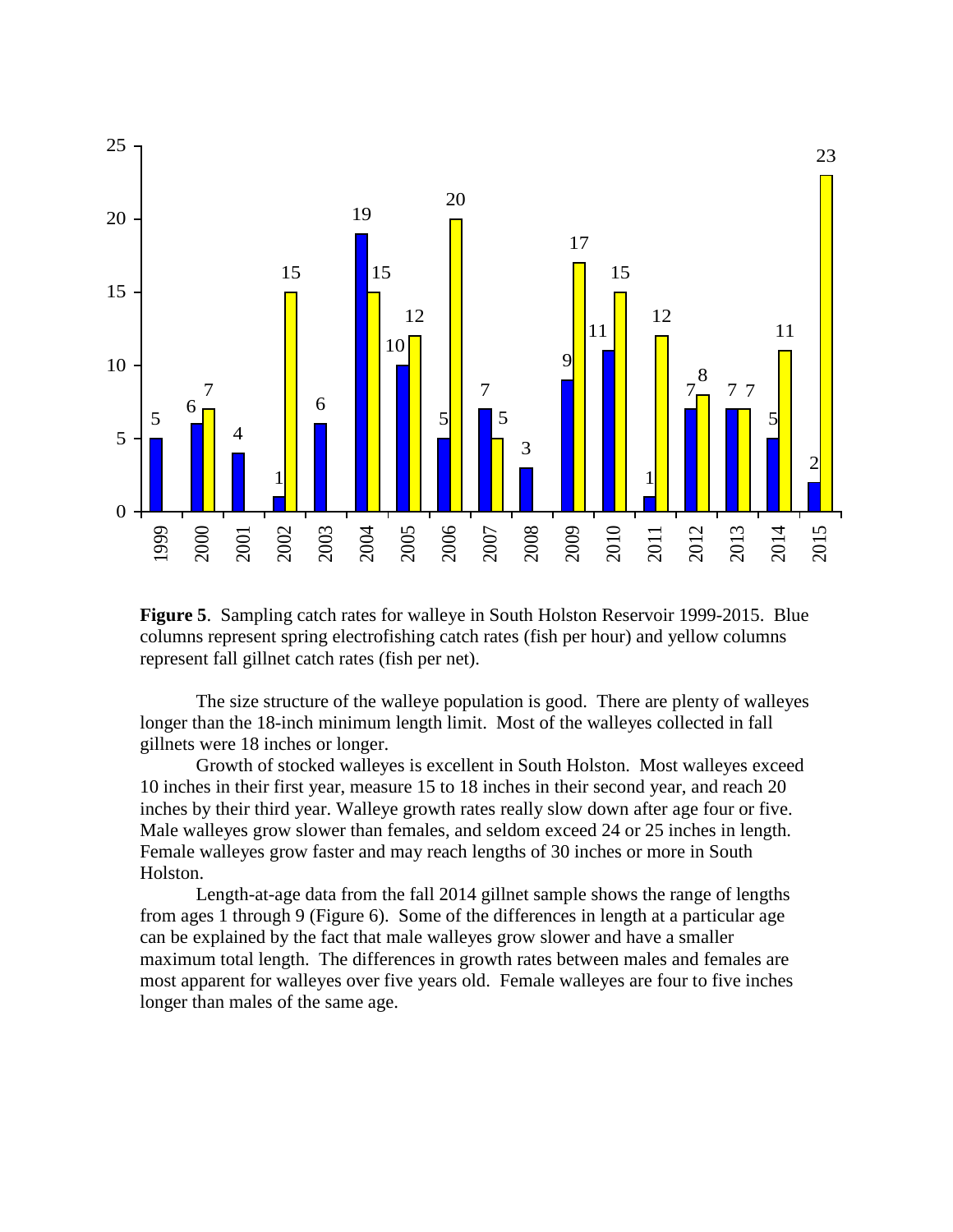**Figure 5**. Sampling catch rates for walleye in South Holston Reservoir 1999-2015. Blue columns represent spring electrofishing catch rates (fish per hour) and yellow columns represent fall gillnet catch rates (fish per net).

The size structure of the walleye population is good. There are plenty of walleyes longer than the 18-inch minimum length limit. Most of the walleyes collected in fall gillnets were 18 inches or longer.

Growth of stocked walleyes is excellent in South Holston. Most walleyes exceed 10 inches in their first year, measure 15 to 18 inches in their second year, and reach 20 inches by their third year. Walleye growth rates really slow down after age four or five. Male walleyes grow slower than females, and seldom exceed 24 or 25 inches in length. Female walleyes grow faster and may reach lengths of 30 inches or more in South Holston.

Length-at-age data from the fall 2014 gillnet sample shows the range of lengths from ages 1 through 9 (Figure 6). Some of the differences in length at a particular age can be explained by the fact that male walleyes grow slower and have a smaller maximum total length. The differences in growth rates between males and females are most apparent for walleyes over five years old. Female walleyes are four to five inches longer than males of the same age.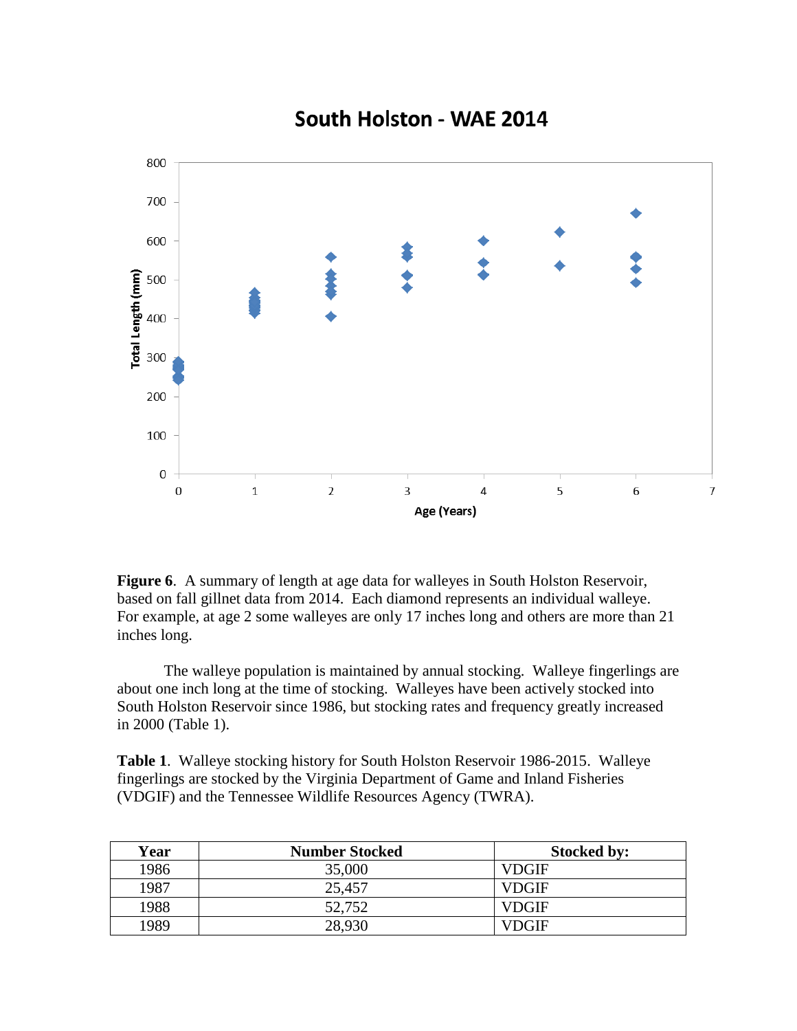**Figure 6**. A summary of length at age data for walleyes in South Holston Reservoir, based on fall gillnet data from 2014. Each diamond represents an individual walleye. For example, at age 2 some walleyes are only 17 inches long and others are more than 21 inches long.

The walleye population is maintained by annual stocking. Walleye fingerlings are about one inch long at the time of stocking. Walleyes have been actively stocked into South Holston Reservoir since 1986, but stocking rates and frequency greatly increased in 2000 (Table 1).

**Table 1**. Walleye stocking history for South Holston Reservoir 1986-2015. Walleye fingerlings are stocked by the Virginia Department of Game and Inland Fisheries (VDGIF) and the Tennessee Wildlife Resources Agency (TWRA).

| Year | Number Stocked | Stocked by: |
|---|---|---|
| 1986 | 35,000 | VDGIF |
| 1987 | 25,457 | VDGIF |
| 1988 | 52,752 | VDGIF |
| 1989 | 28,930 | VDGIF |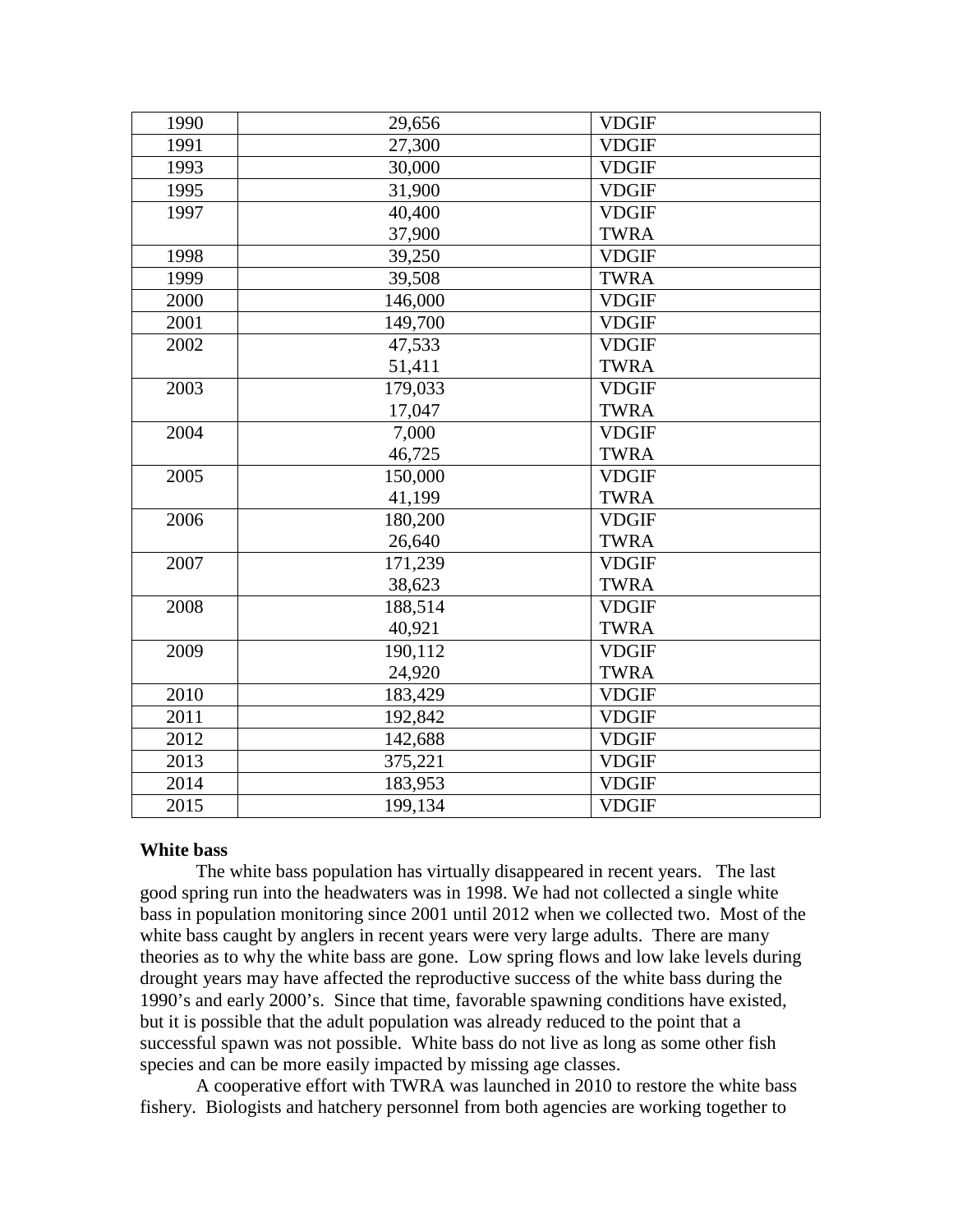| | | |
|---|---|---|
| 1990 | 29,656 | VDGIF |
| 1991 | 27,300 | VDGIF |
| 1993 | 30,000 | VDGIF |
| 1995 | 31,900 | VDGIF |
| 1997 | 40,400 | VDGIF |
| | 37,900 | TWRA |
| 1998 | 39,250 | VDGIF |
| 1999 | 39,508 | TWRA |
| 2000 | 146,000 | VDGIF |
| 2001 | 149,700 | VDGIF |
| 2002 | 47,533 | VDGIF |
| | 51,411 | TWRA |
| 2003 | 179,033 | VDGIF |
| | 17,047 | TWRA |
| 2004 | 7,000 | VDGIF |
| | 46,725 | TWRA |
| 2005 | 150,000 | VDGIF |
| | 41,199 | TWRA |
| 2006 | 180,200 | VDGIF |
| | 26,640 | TWRA |
| 2007 | 171,239 | VDGIF |
| | 38,623 | TWRA |
| 2008 | 188,514 | VDGIF |
| | 40,921 | TWRA |
| 2009 | 190,112 | VDGIF |
| | 24,920 | TWRA |
| 2010 | 183,429 | VDGIF |
| 2011 | 192,842 | VDGIF |
| 2012 | 142,688 | VDGIF |
| 2013 | 375,221 | VDGIF |
| 2014 | 183,953 | VDGIF |
| 2015 | 199,134 | VDGIF |

**White bass**

The white bass population has virtually disappeared in recent years. The last good spring run into the headwaters was in 1998. We had not collected a single white bass in population monitoring since 2001 until 2012 when we collected two. Most of the white bass caught by anglers in recent years were very large adults. There are many theories as to why the white bass are gone. Low spring flows and low lake levels during drought years may have affected the reproductive success of the white bass during the 1990's and early 2000's. Since that time, favorable spawning conditions have existed, but it is possible that the adult population was already reduced to the point that a successful spawn was not possible. White bass do not live as long as some other fish species and can be more easily impacted by missing age classes.

A cooperative effort with TWRA was launched in 2010 to restore the white bass fishery. Biologists and hatchery personnel from both agencies are working together to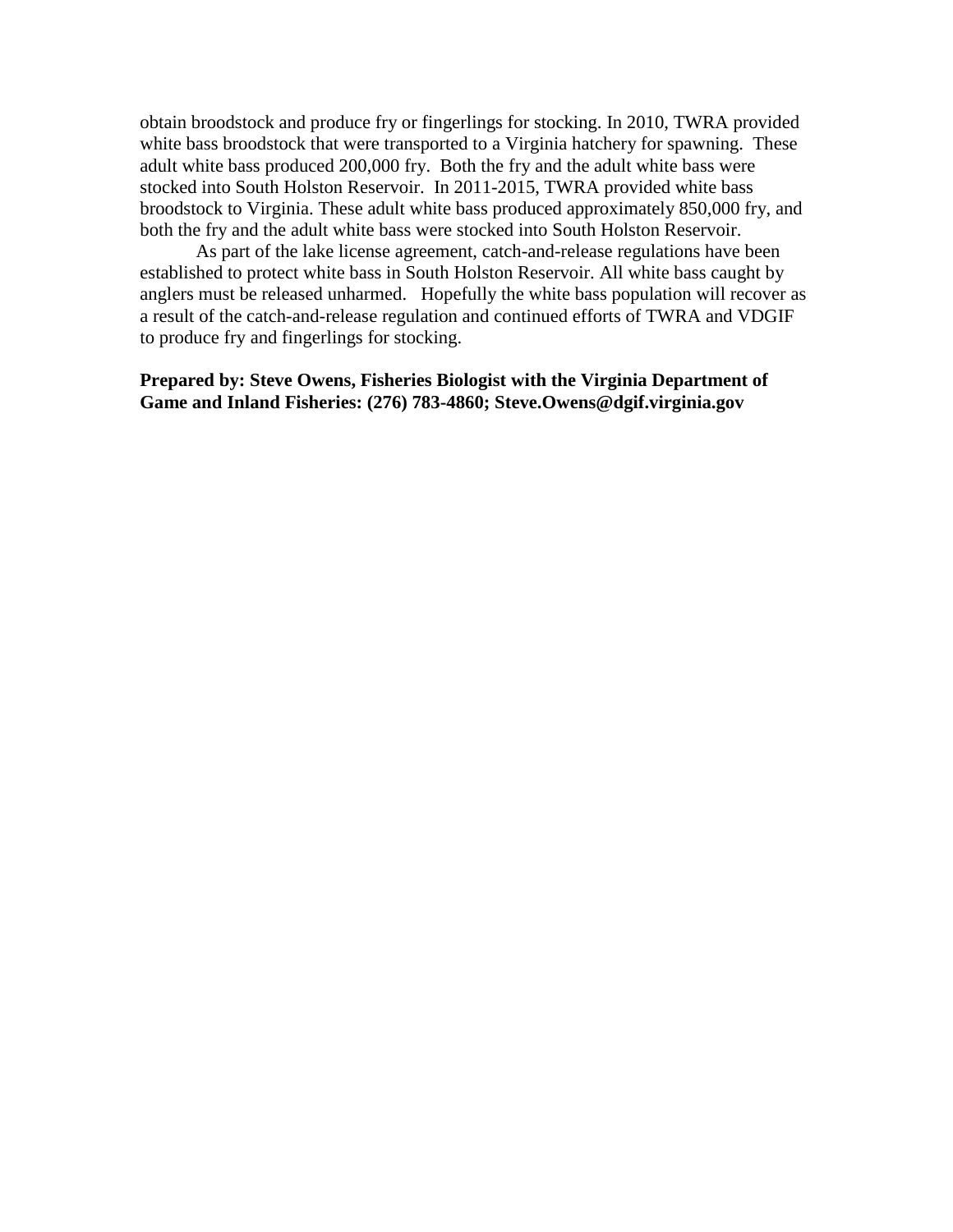obtain broodstock and produce fry or fingerlings for stocking. In 2010, TWRA provided white bass broodstock that were transported to a Virginia hatchery for spawning. These adult white bass produced 200,000 fry. Both the fry and the adult white bass were stocked into South Holston Reservoir. In 2011-2015, TWRA provided white bass broodstock to Virginia. These adult white bass produced approximately 850,000 fry, and both the fry and the adult white bass were stocked into South Holston Reservoir.

As part of the lake license agreement, catch-and-release regulations have been established to protect white bass in South Holston Reservoir. All white bass caught by anglers must be released unharmed. Hopefully the white bass population will recover as a result of the catch-and-release regulation and continued efforts of TWRA and VDGIF to produce fry and fingerlings for stocking.

**Prepared by: Steve Owens, Fisheries Biologist with the Virginia Department of Game and Inland Fisheries: (276) 783-4860; Steve.Owens@dgif.virginia.gov**